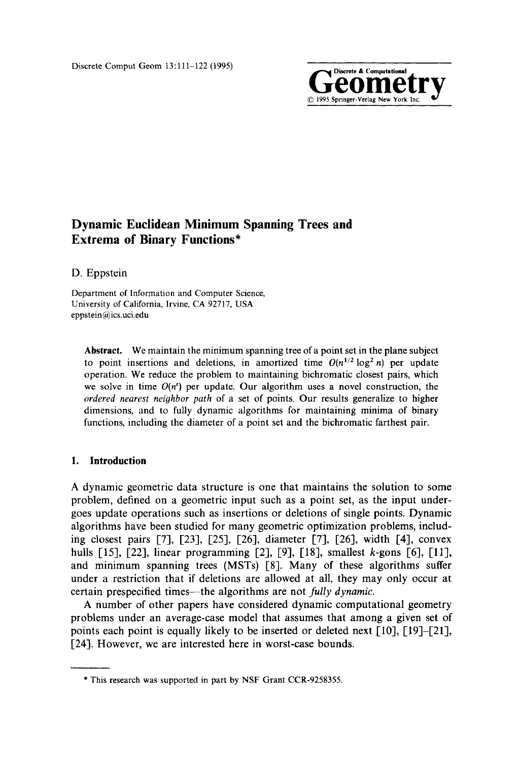# Dynamic Euclidean Minimum Spanning Trees and Extrema of Binary Functions*

D. Eppstein

Department of Information and Computer Science,
University of California, Irvine, CA 92717, USA
eppstein@ics.uci.edu

**Abstract.** We maintain the minimum spanning tree of a point set in the plane subject to point insertions and deletions, in amortized time $O(n^{1/2} \log^2 n)$ per update operation. We reduce the problem to maintaining bichromatic closest pairs, which we solve in time $O(n^\varepsilon)$ per update. Our algorithm uses a novel construction, the *ordered nearest neighbor path* of a set of points. Our results generalize to higher dimensions, and to fully dynamic algorithms for maintaining minima of binary functions, including the diameter of a point set and the bichromatic farthest pair.

## 1. Introduction

A dynamic geometric data structure is one that maintains the solution to some problem, defined on a geometric input such as a point set, as the input undergoes update operations such as insertions or deletions of single points. Dynamic algorithms have been studied for many geometric optimization problems, including closest pairs [7], [23], [25], [26], diameter [7], [26], width [4], convex hulls [15], [22], linear programming [2], [9], [18], smallest $k$-gons [6], [11], and minimum spanning trees (MSTs) [8]. Many of these algorithms suffer under a restriction that if deletions are allowed at all, they may only occur at certain prespecified times—the algorithms are not *fully dynamic.*

A number of other papers have considered dynamic computational geometry problems under an average-case model that assumes that among a given set of points each point is equally likely to be inserted or deleted next [10], [19]–[21], [24]. However, we are interested here in worst-case bounds.

---

* This research was supported in part by NSF Grant CCR-9258355.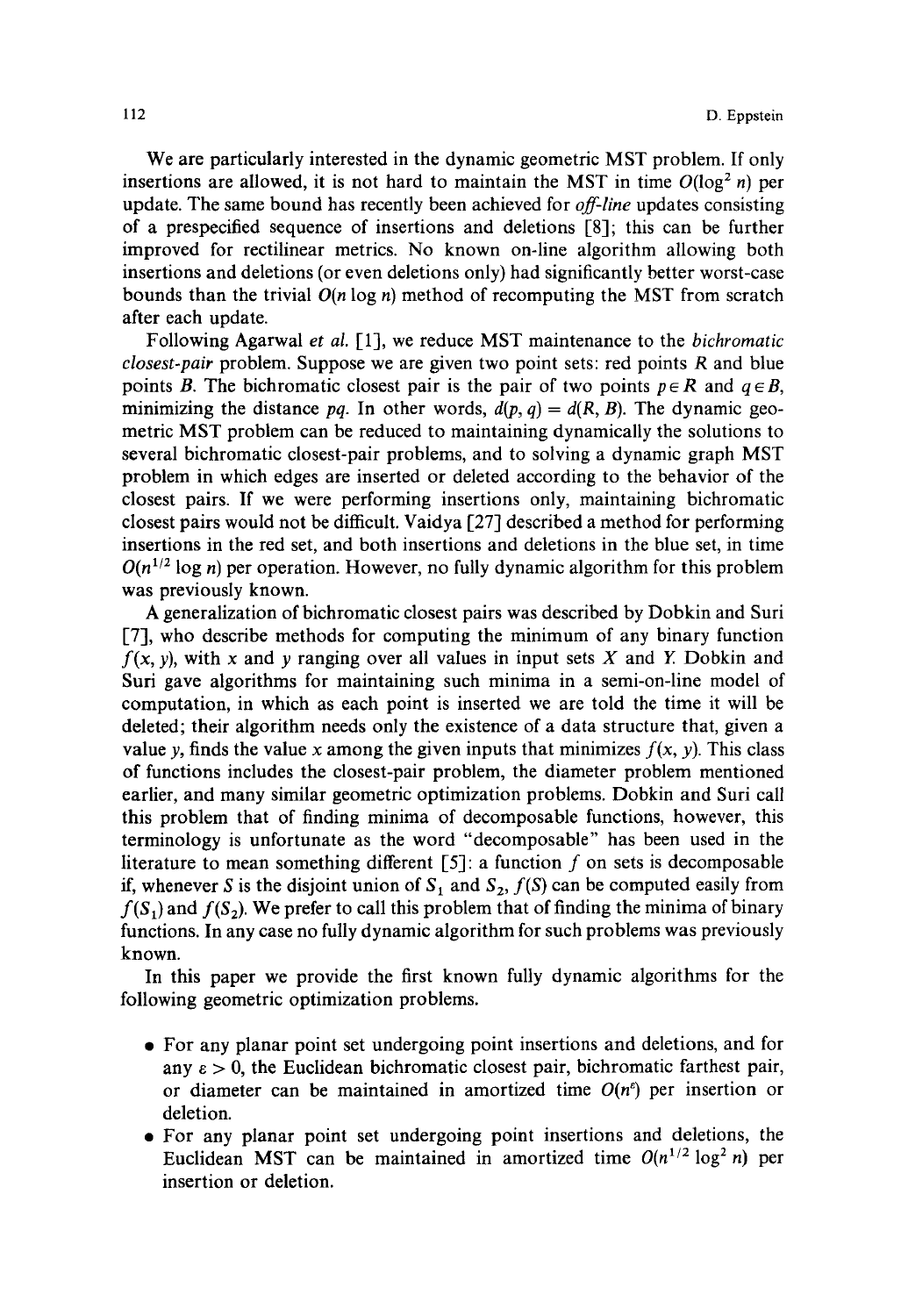We are particularly interested in the dynamic geometric MST problem. If only insertions are allowed, it is not hard to maintain the MST in time $O(\log^2 n)$ per update. The same bound has recently been achieved for *off-line* updates consisting of a prespecified sequence of insertions and deletions [8]; this can be further improved for rectilinear metrics. No known on-line algorithm allowing both insertions and deletions (or even deletions only) had significantly better worst-case bounds than the trivial $O(n \log n)$ method of recomputing the MST from scratch after each update.

Following Agarwal *et al.* [1], we reduce MST maintenance to the *bichromatic closest-pair* problem. Suppose we are given two point sets: red points $R$ and blue points $B$. The bichromatic closest pair is the pair of two points $p \in R$ and $q \in B$, minimizing the distance $pq$. In other words, $d(p, q) = d(R, B)$. The dynamic geometric MST problem can be reduced to maintaining dynamically the solutions to several bichromatic closest-pair problems, and to solving a dynamic graph MST problem in which edges are inserted or deleted according to the behavior of the closest pairs. If we were performing insertions only, maintaining bichromatic closest pairs would not be difficult. Vaidya [27] described a method for performing insertions in the red set, and both insertions and deletions in the blue set, in time $O(n^{1/2} \log n)$ per operation. However, no fully dynamic algorithm for this problem was previously known.

A generalization of bichromatic closest pairs was described by Dobkin and Suri [7], who describe methods for computing the minimum of any binary function $f(x, y)$, with $x$ and $y$ ranging over all values in input sets $X$ and $Y$. Dobkin and Suri gave algorithms for maintaining such minima in a semi-on-line model of computation, in which as each point is inserted we are told the time it will be deleted; their algorithm needs only the existence of a data structure that, given a value $y$, finds the value $x$ among the given inputs that minimizes $f(x, y)$. This class of functions includes the closest-pair problem, the diameter problem mentioned earlier, and many similar geometric optimization problems. Dobkin and Suri call this problem that of finding minima of decomposable functions, however, this terminology is unfortunate as the word "decomposable" has been used in the literature to mean something different [5]: a function $f$ on sets is decomposable if, whenever $S$ is the disjoint union of $S_1$ and $S_2$, $f(S)$ can be computed easily from $f(S_1)$ and $f(S_2)$. We prefer to call this problem that of finding the minima of binary functions. In any case no fully dynamic algorithm for such problems was previously known.

In this paper we provide the first known fully dynamic algorithms for the following geometric optimization problems.

- For any planar point set undergoing point insertions and deletions, and for any $\varepsilon > 0$, the Euclidean bichromatic closest pair, bichromatic farthest pair, or diameter can be maintained in amortized time $O(n^{\varepsilon})$ per insertion or deletion.
- For any planar point set undergoing point insertions and deletions, the Euclidean MST can be maintained in amortized time $O(n^{1/2} \log^2 n)$ per insertion or deletion.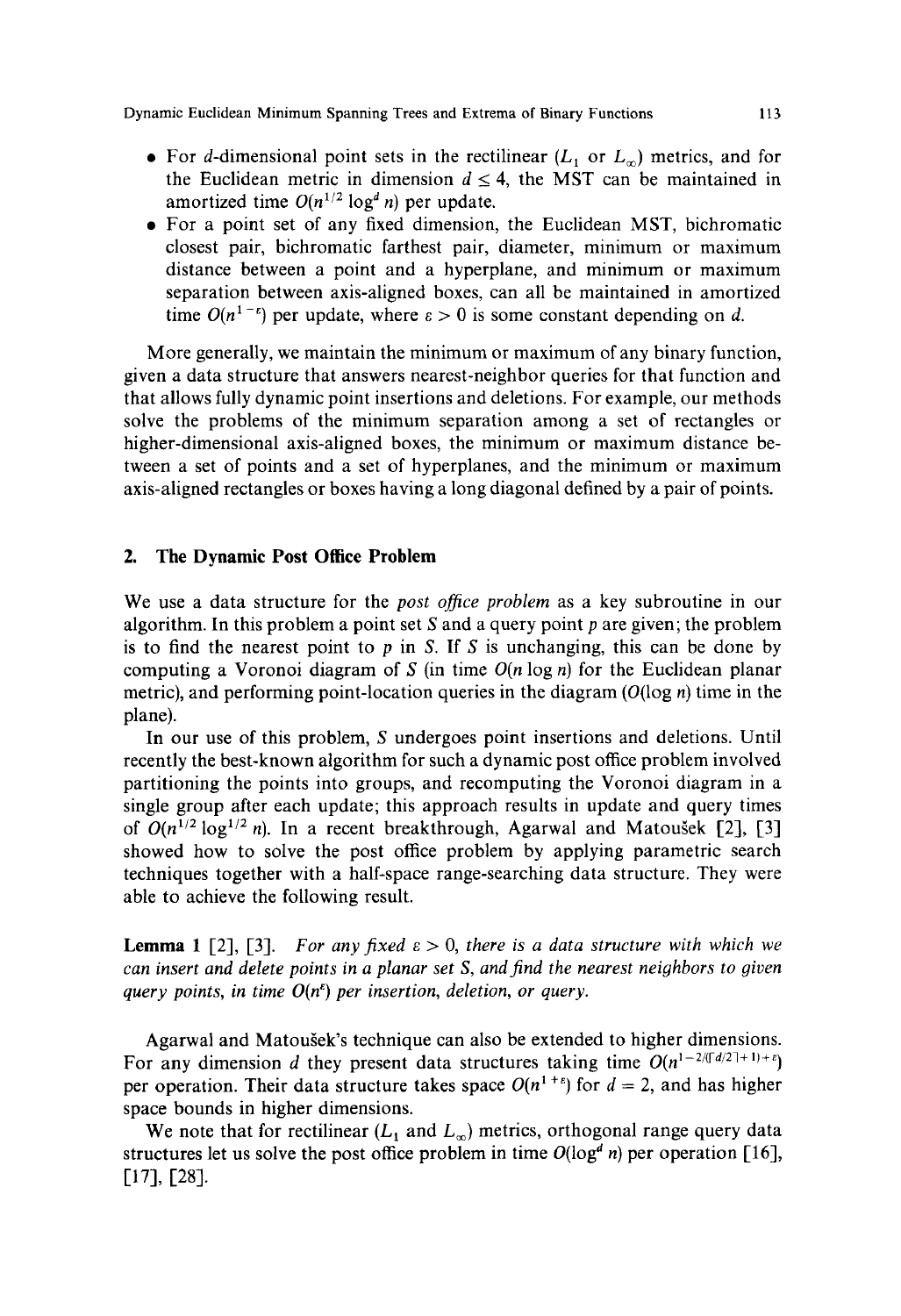- For $d$-dimensional point sets in the rectilinear ($L_1$ or $L_\infty$) metrics, and for the Euclidean metric in dimension $d \leq 4$, the MST can be maintained in amortized time $O(n^{1/2} \log^d n)$ per update.
- For a point set of any fixed dimension, the Euclidean MST, bichromatic closest pair, bichromatic farthest pair, diameter, minimum or maximum distance between a point and a hyperplane, and minimum or maximum separation between axis-aligned boxes, can all be maintained in amortized time $O(n^{1-\varepsilon})$ per update, where $\varepsilon > 0$ is some constant depending on $d$.

More generally, we maintain the minimum or maximum of any binary function, given a data structure that answers nearest-neighbor queries for that function and that allows fully dynamic point insertions and deletions. For example, our methods solve the problems of the minimum separation among a set of rectangles or higher-dimensional axis-aligned boxes, the minimum or maximum distance between a set of points and a set of hyperplanes, and the minimum or maximum axis-aligned rectangles or boxes having a long diagonal defined by a pair of points.

## 2. The Dynamic Post Office Problem

We use a data structure for the *post office problem* as a key subroutine in our algorithm. In this problem a point set $S$ and a query point $p$ are given; the problem is to find the nearest point to $p$ in $S$. If $S$ is unchanging, this can be done by computing a Voronoi diagram of $S$ (in time $O(n \log n)$ for the Euclidean planar metric), and performing point-location queries in the diagram ($O(\log n)$ time in the plane).

In our use of this problem, $S$ undergoes point insertions and deletions. Until recently the best-known algorithm for such a dynamic post office problem involved partitioning the points into groups, and recomputing the Voronoi diagram in a single group after each update; this approach results in update and query times of $O(n^{1/2} \log^{1/2} n)$. In a recent breakthrough, Agarwal and Matoušek [2], [3] showed how to solve the post office problem by applying parametric search techniques together with a half-space range-searching data structure. They were able to achieve the following result.

**Lemma 1** [2], [3]. *For any fixed $\varepsilon > 0$, there is a data structure with which we can insert and delete points in a planar set $S$, and find the nearest neighbors to given query points, in time $O(n^\varepsilon)$ per insertion, deletion, or query.*

Agarwal and Matoušek's technique can also be extended to higher dimensions. For any dimension $d$ they present data structures taking time $O(n^{1-2/(\lceil d/2 \rceil + 1) + \varepsilon})$ per operation. Their data structure takes space $O(n^{1+\varepsilon})$ for $d = 2$, and has higher space bounds in higher dimensions.

We note that for rectilinear ($L_1$ and $L_\infty$) metrics, orthogonal range query data structures let us solve the post office problem in time $O(\log^d n)$ per operation [16], [17], [28].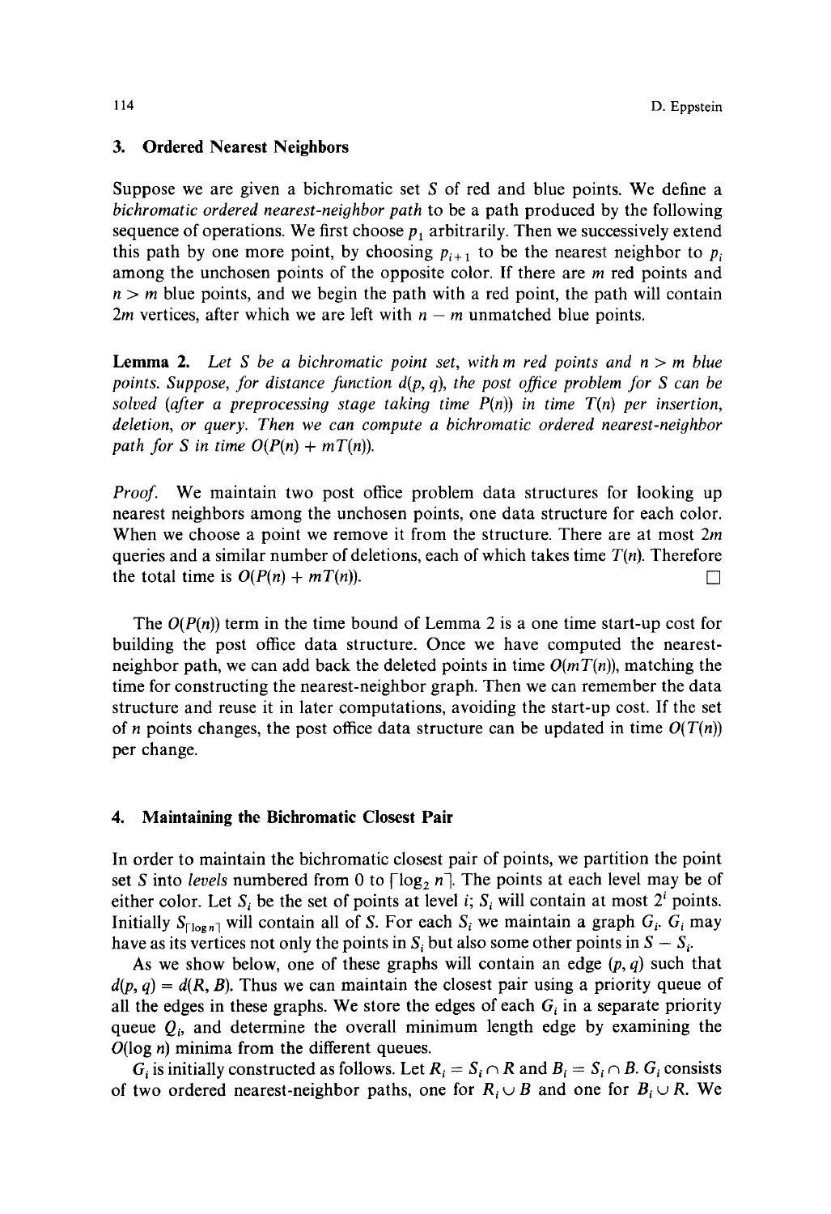## 3. Ordered Nearest Neighbors

Suppose we are given a bichromatic set $S$ of red and blue points. We define a *bichromatic ordered nearest-neighbor path* to be a path produced by the following sequence of operations. We first choose $p_1$ arbitrarily. Then we successively extend this path by one more point, by choosing $p_{i+1}$ to be the nearest neighbor to $p_i$ among the unchosen points of the opposite color. If there are $m$ red points and $n > m$ blue points, and we begin the path with a red point, the path will contain $2m$ vertices, after which we are left with $n - m$ unmatched blue points.

**Lemma 2.** *Let $S$ be a bichromatic point set, with $m$ red points and $n > m$ blue points. Suppose, for distance function $d(p, q)$, the post office problem for $S$ can be solved (after a preprocessing stage taking time $P(n)$) in time $T(n)$ per insertion, deletion, or query. Then we can compute a bichromatic ordered nearest-neighbor path for $S$ in time $O(P(n) + mT(n))$.*

*Proof.* We maintain two post office problem data structures for looking up nearest neighbors among the unchosen points, one data structure for each color. When we choose a point we remove it from the structure. There are at most $2m$ queries and a similar number of deletions, each of which takes time $T(n)$. Therefore the total time is $O(P(n) + mT(n))$. □

The $O(P(n))$ term in the time bound of Lemma 2 is a one time start-up cost for building the post office data structure. Once we have computed the nearest-neighbor path, we can add back the deleted points in time $O(mT(n))$, matching the time for constructing the nearest-neighbor graph. Then we can remember the data structure and reuse it in later computations, avoiding the start-up cost. If the set of $n$ points changes, the post office data structure can be updated in time $O(T(n))$ per change.

## 4. Maintaining the Bichromatic Closest Pair

In order to maintain the bichromatic closest pair of points, we partition the point set $S$ into *levels* numbered from 0 to $\lceil \log_2 n \rceil$. The points at each level may be of either color. Let $S_i$ be the set of points at level $i$; $S_i$ will contain at most $2^i$ points. Initially $S_{\lceil \log n \rceil}$ will contain all of $S$. For each $S_i$ we maintain a graph $G_i$. $G_i$ may have as its vertices not only the points in $S_i$ but also some other points in $S - S_i$.

As we show below, one of these graphs will contain an edge $(p, q)$ such that $d(p, q) = d(R, B)$. Thus we can maintain the closest pair using a priority queue of all the edges in these graphs. We store the edges of each $G_i$ in a separate priority queue $Q_i$, and determine the overall minimum length edge by examining the $O(\log n)$ minima from the different queues.

$G_i$ is initially constructed as follows. Let $R_i = S_i \cap R$ and $B_i = S_i \cap B$. $G_i$ consists of two ordered nearest-neighbor paths, one for $R_i \cup B$ and one for $B_i \cup R$. We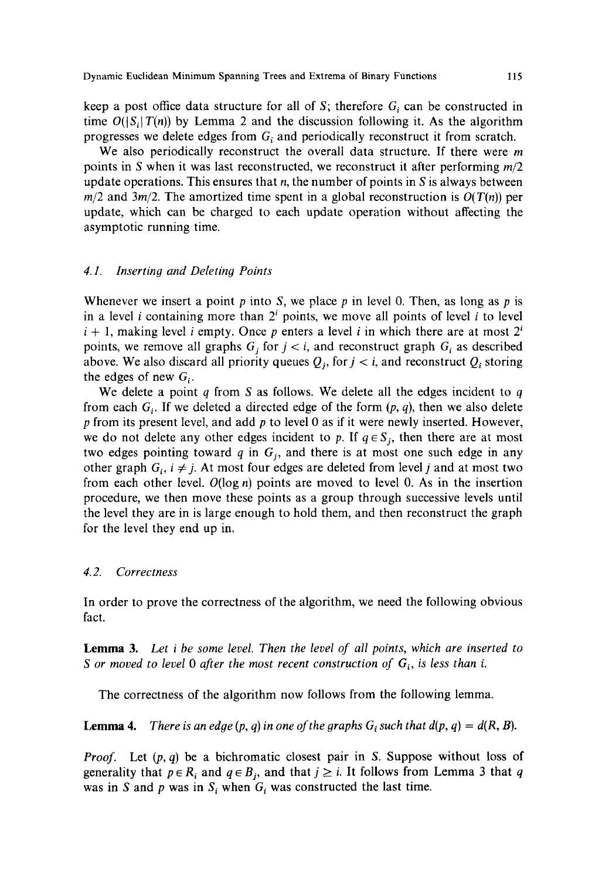keep a post office data structure for all of $S$; therefore $G_i$ can be constructed in time $O(|S_i| T(n))$ by Lemma 2 and the discussion following it. As the algorithm progresses we delete edges from $G_i$ and periodically reconstruct it from scratch.

We also periodically reconstruct the overall data structure. If there were $m$ points in $S$ when it was last reconstructed, we reconstruct it after performing $m/2$ update operations. This ensures that $n$, the number of points in $S$ is always between $m/2$ and $3m/2$. The amortized time spent in a global reconstruction is $O(T(n))$ per update, which can be charged to each update operation without affecting the asymptotic running time.

### 4.1. *Inserting and Deleting Points*

Whenever we insert a point $p$ into $S$, we place $p$ in level 0. Then, as long as $p$ is in a level $i$ containing more than $2^i$ points, we move all points of level $i$ to level $i + 1$, making level $i$ empty. Once $p$ enters a level $i$ in which there are at most $2^i$ points, we remove all graphs $G_j$ for $j < i$, and reconstruct graph $G_i$ as described above. We also discard all priority queues $Q_j$, for $j < i$, and reconstruct $Q_i$ storing the edges of new $G_i$.

We delete a point $q$ from $S$ as follows. We delete all the edges incident to $q$ from each $G_i$. If we deleted a directed edge of the form $(p, q)$, then we also delete $p$ from its present level, and add $p$ to level 0 as if it were newly inserted. However, we do not delete any other edges incident to $p$. If $q \in S_j$, then there are at most two edges pointing toward $q$ in $G_j$, and there is at most one such edge in any other graph $G_i$, $i \neq j$. At most four edges are deleted from level $j$ and at most two from each other level. $O(\log n)$ points are moved to level 0. As in the insertion procedure, we then move these points as a group through successive levels until the level they are in is large enough to hold them, and then reconstruct the graph for the level they end up in.

### 4.2. *Correctness*

In order to prove the correctness of the algorithm, we need the following obvious fact.

**Lemma 3.** *Let $i$ be some level. Then the level of all points, which are inserted to $S$ or moved to level 0 after the most recent construction of $G_i$, is less than $i$.*

The correctness of the algorithm now follows from the following lemma.

**Lemma 4.** *There is an edge $(p, q)$ in one of the graphs $G_i$ such that $d(p, q) = d(R, B)$.*

*Proof.* Let $(p, q)$ be a bichromatic closest pair in $S$. Suppose without loss of generality that $p \in R_i$ and $q \in B_j$, and that $j \geq i$. It follows from Lemma 3 that $q$ was in $S$ and $p$ was in $S_i$ when $G_i$ was constructed the last time.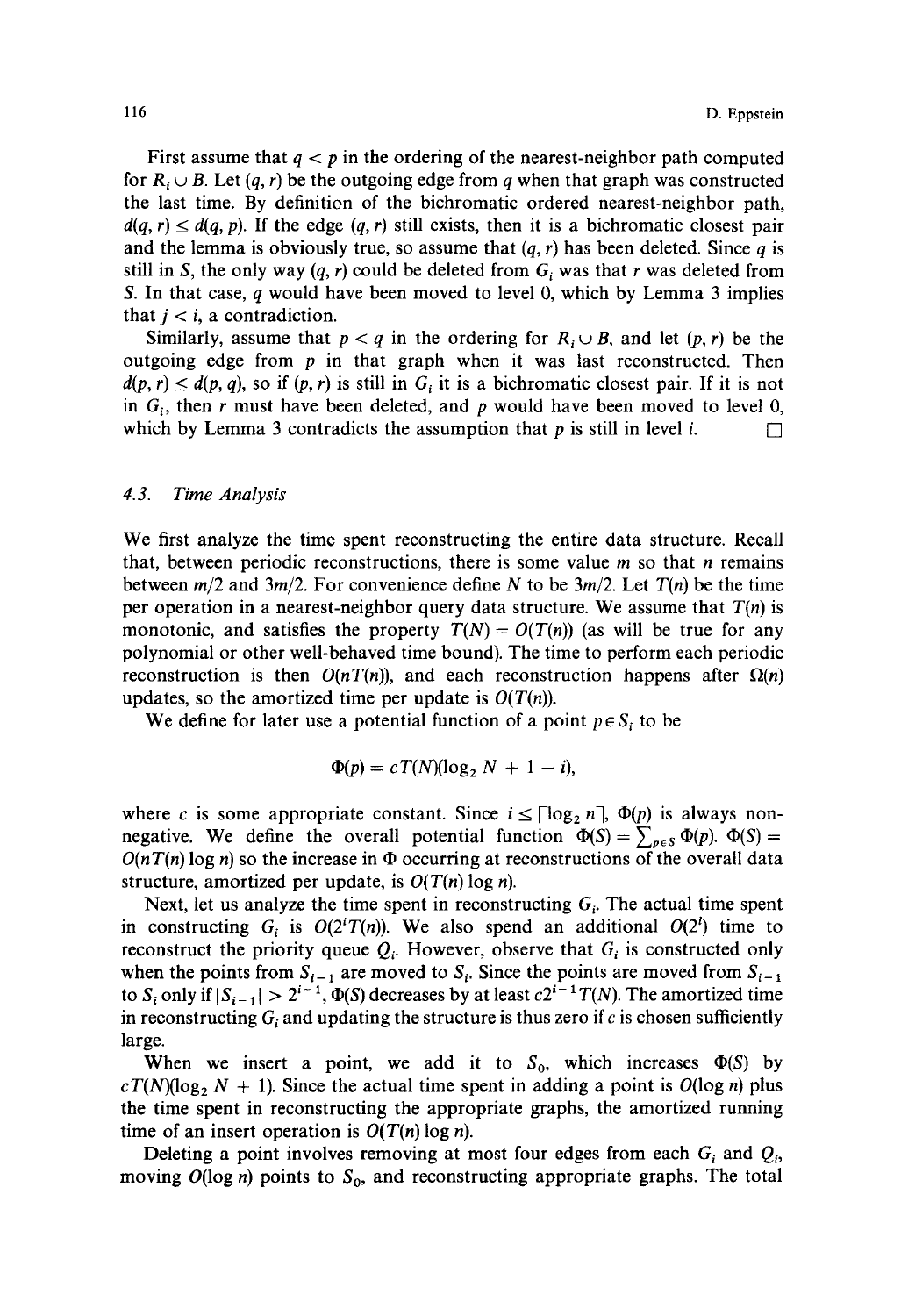First assume that $q < p$ in the ordering of the nearest-neighbor path computed for $R_i \cup B$. Let $(q, r)$ be the outgoing edge from $q$ when that graph was constructed the last time. By definition of the bichromatic ordered nearest-neighbor path, $d(q, r) \le d(q, p)$. If the edge $(q, r)$ still exists, then it is a bichromatic closest pair and the lemma is obviously true, so assume that $(q, r)$ has been deleted. Since $q$ is still in $S$, the only way $(q, r)$ could be deleted from $G_i$ was that $r$ was deleted from $S$. In that case, $q$ would have been moved to level 0, which by Lemma 3 implies that $j < i$, a contradiction.

Similarly, assume that $p < q$ in the ordering for $R_i \cup B$, and let $(p, r)$ be the outgoing edge from $p$ in that graph when it was last reconstructed. Then $d(p, r) \le d(p, q)$, so if $(p, r)$ is still in $G_i$ it is a bichromatic closest pair. If it is not in $G_i$, then $r$ must have been deleted, and $p$ would have been moved to level 0, which by Lemma 3 contradicts the assumption that $p$ is still in level $i$. □

### 4.3. Time Analysis

We first analyze the time spent reconstructing the entire data structure. Recall that, between periodic reconstructions, there is some value $m$ so that $n$ remains between $m/2$ and $3m/2$. For convenience define $N$ to be $3m/2$. Let $T(n)$ be the time per operation in a nearest-neighbor query data structure. We assume that $T(n)$ is monotonic, and satisfies the property $T(N) = O(T(n))$ (as will be true for any polynomial or other well-behaved time bound). The time to perform each periodic reconstruction is then $O(nT(n))$, and each reconstruction happens after $\Omega(n)$ updates, so the amortized time per update is $O(T(n))$.

We define for later use a potential function of a point $p \in S_i$ to be

$$\Phi(p) = cT(N)(\log_2 N + 1 - i),$$

where $c$ is some appropriate constant. Since $i \le \lceil \log_2 n \rceil$, $\Phi(p)$ is always nonnegative. We define the overall potential function $\Phi(S) = \sum_{p \in S} \Phi(p)$. $\Phi(S) = O(nT(n) \log n)$ so the increase in $\Phi$ occurring at reconstructions of the overall data structure, amortized per update, is $O(T(n) \log n)$.

Next, let us analyze the time spent in reconstructing $G_i$. The actual time spent in constructing $G_i$ is $O(2^i T(n))$. We also spend an additional $O(2^i)$ time to reconstruct the priority queue $Q_i$. However, observe that $G_i$ is constructed only when the points from $S_{i-1}$ are moved to $S_i$. Since the points are moved from $S_{i-1}$ to $S_i$ only if $|S_{i-1}| > 2^{i-1}$, $\Phi(S)$ decreases by at least $c2^{i-1}T(N)$. The amortized time in reconstructing $G_i$ and updating the structure is thus zero if $c$ is chosen sufficiently large.

When we insert a point, we add it to $S_0$, which increases $\Phi(S)$ by $cT(N)(\log_2 N + 1)$. Since the actual time spent in adding a point is $O(\log n)$ plus the time spent in reconstructing the appropriate graphs, the amortized running time of an insert operation is $O(T(n) \log n)$.

Deleting a point involves removing at most four edges from each $G_i$ and $Q_i$, moving $O(\log n)$ points to $S_0$, and reconstructing appropriate graphs. The total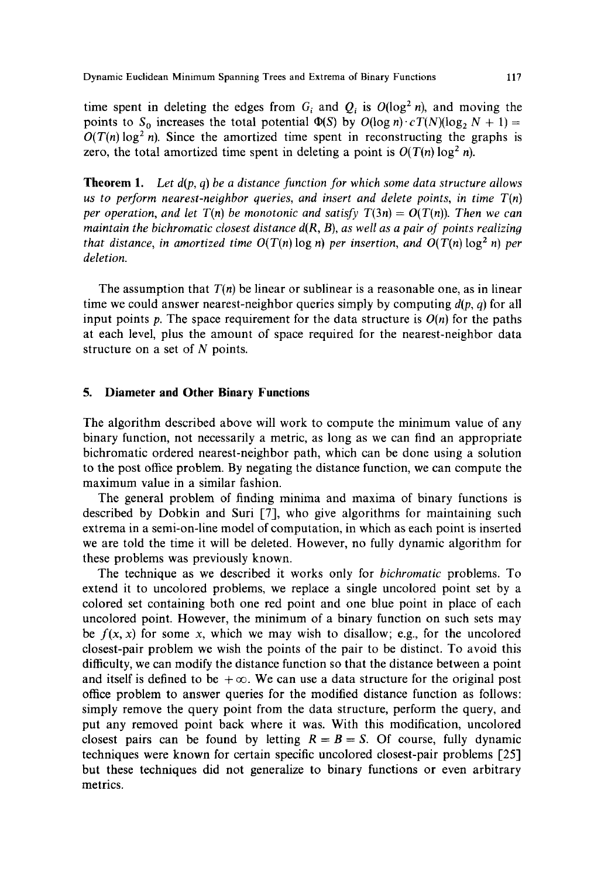time spent in deleting the edges from $G_i$ and $Q_i$ is $O(\log^2 n)$, and moving the points to $S_0$ increases the total potential $\Phi(S)$ by $O(\log n) \cdot cT(N)(\log_2 N + 1) = O(T(n) \log^2 n)$. Since the amortized time spent in reconstructing the graphs is zero, the total amortized time spent in deleting a point is $O(T(n) \log^2 n)$.

**Theorem 1.** *Let $d(p, q)$ be a distance function for which some data structure allows us to perform nearest-neighbor queries, and insert and delete points, in time $T(n)$ per operation, and let $T(n)$ be monotonic and satisfy $T(3n) = O(T(n))$. Then we can maintain the bichromatic closest distance $d(R, B)$, as well as a pair of points realizing that distance, in amortized time $O(T(n) \log n)$ per insertion, and $O(T(n) \log^2 n)$ per deletion.*

The assumption that $T(n)$ be linear or sublinear is a reasonable one, as in linear time we could answer nearest-neighbor queries simply by computing $d(p, q)$ for all input points $p$. The space requirement for the data structure is $O(n)$ for the paths at each level, plus the amount of space required for the nearest-neighbor data structure on a set of $N$ points.

## 5. Diameter and Other Binary Functions

The algorithm described above will work to compute the minimum value of any binary function, not necessarily a metric, as long as we can find an appropriate bichromatic ordered nearest-neighbor path, which can be done using a solution to the post office problem. By negating the distance function, we can compute the maximum value in a similar fashion.

The general problem of finding minima and maxima of binary functions is described by Dobkin and Suri [7], who give algorithms for maintaining such extrema in a semi-on-line model of computation, in which as each point is inserted we are told the time it will be deleted. However, no fully dynamic algorithm for these problems was previously known.

The technique as we described it works only for *bichromatic* problems. To extend it to uncolored problems, we replace a single uncolored point set by a colored set containing both one red point and one blue point in place of each uncolored point. However, the minimum of a binary function on such sets may be $f(x, x)$ for some $x$, which we may wish to disallow; e.g., for the uncolored closest-pair problem we wish the points of the pair to be distinct. To avoid this difficulty, we can modify the distance function so that the distance between a point and itself is defined to be $+\infty$. We can use a data structure for the original post office problem to answer queries for the modified distance function as follows: simply remove the query point from the data structure, perform the query, and put any removed point back where it was. With this modification, uncolored closest pairs can be found by letting $R = B = S$. Of course, fully dynamic techniques were known for certain specific uncolored closest-pair problems [25] but these techniques did not generalize to binary functions or even arbitrary metrics.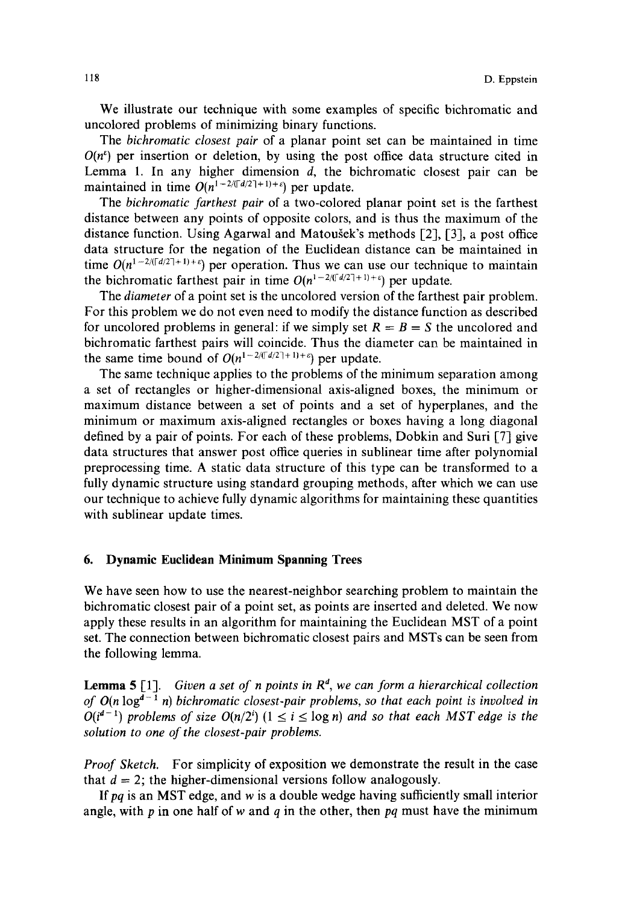We illustrate our technique with some examples of specific bichromatic and uncolored problems of minimizing binary functions.

The *bichromatic closest pair* of a planar point set can be maintained in time $O(n^{\varepsilon})$ per insertion or deletion, by using the post office data structure cited in Lemma 1. In any higher dimension $d$, the bichromatic closest pair can be maintained in time $O(n^{1-2/(\lceil d/2 \rceil+1)+\varepsilon})$ per update.

The *bichromatic farthest pair* of a two-colored planar point set is the farthest distance between any points of opposite colors, and is thus the maximum of the distance function. Using Agarwal and Matoušek's methods [2], [3], a post office data structure for the negation of the Euclidean distance can be maintained in time $O(n^{1-2/(\lceil d/2 \rceil+1)+\varepsilon})$ per operation. Thus we can use our technique to maintain the bichromatic farthest pair in time $O(n^{1-2/(\lceil d/2 \rceil+1)+\varepsilon})$ per update.

The *diameter* of a point set is the uncolored version of the farthest pair problem. For this problem we do not even need to modify the distance function as described for uncolored problems in general: if we simply set $R = B = S$ the uncolored and bichromatic farthest pairs will coincide. Thus the diameter can be maintained in the same time bound of $O(n^{1-2/(\lceil d/2 \rceil+1)+\varepsilon})$ per update.

The same technique applies to the problems of the minimum separation among a set of rectangles or higher-dimensional axis-aligned boxes, the minimum or maximum distance between a set of points and a set of hyperplanes, and the minimum or maximum axis-aligned rectangles or boxes having a long diagonal defined by a pair of points. For each of these problems, Dobkin and Suri [7] give data structures that answer post office queries in sublinear time after polynomial preprocessing time. A static data structure of this type can be transformed to a fully dynamic structure using standard grouping methods, after which we can use our technique to achieve fully dynamic algorithms for maintaining these quantities with sublinear update times.

## 6. Dynamic Euclidean Minimum Spanning Trees

We have seen how to use the nearest-neighbor searching problem to maintain the bichromatic closest pair of a point set, as points are inserted and deleted. We now apply these results in an algorithm for maintaining the Euclidean MST of a point set. The connection between bichromatic closest pairs and MSTs can be seen from the following lemma.

**Lemma 5** [1]. *Given a set of $n$ points in $R^d$, we can form a hierarchical collection of $O(n \log^{d-1} n)$ bichromatic closest-pair problems, so that each point is involved in $O(i^{d-1})$ problems of size $O(n/2^i)$ $(1 \leq i \leq \log n)$ and so that each MST edge is the solution to one of the closest-pair problems.*

*Proof Sketch.* For simplicity of exposition we demonstrate the result in the case that $d = 2$; the higher-dimensional versions follow analogously.

If $pq$ is an MST edge, and $w$ is a double wedge having sufficiently small interior angle, with $p$ in one half of $w$ and $q$ in the other, then $pq$ must have the minimum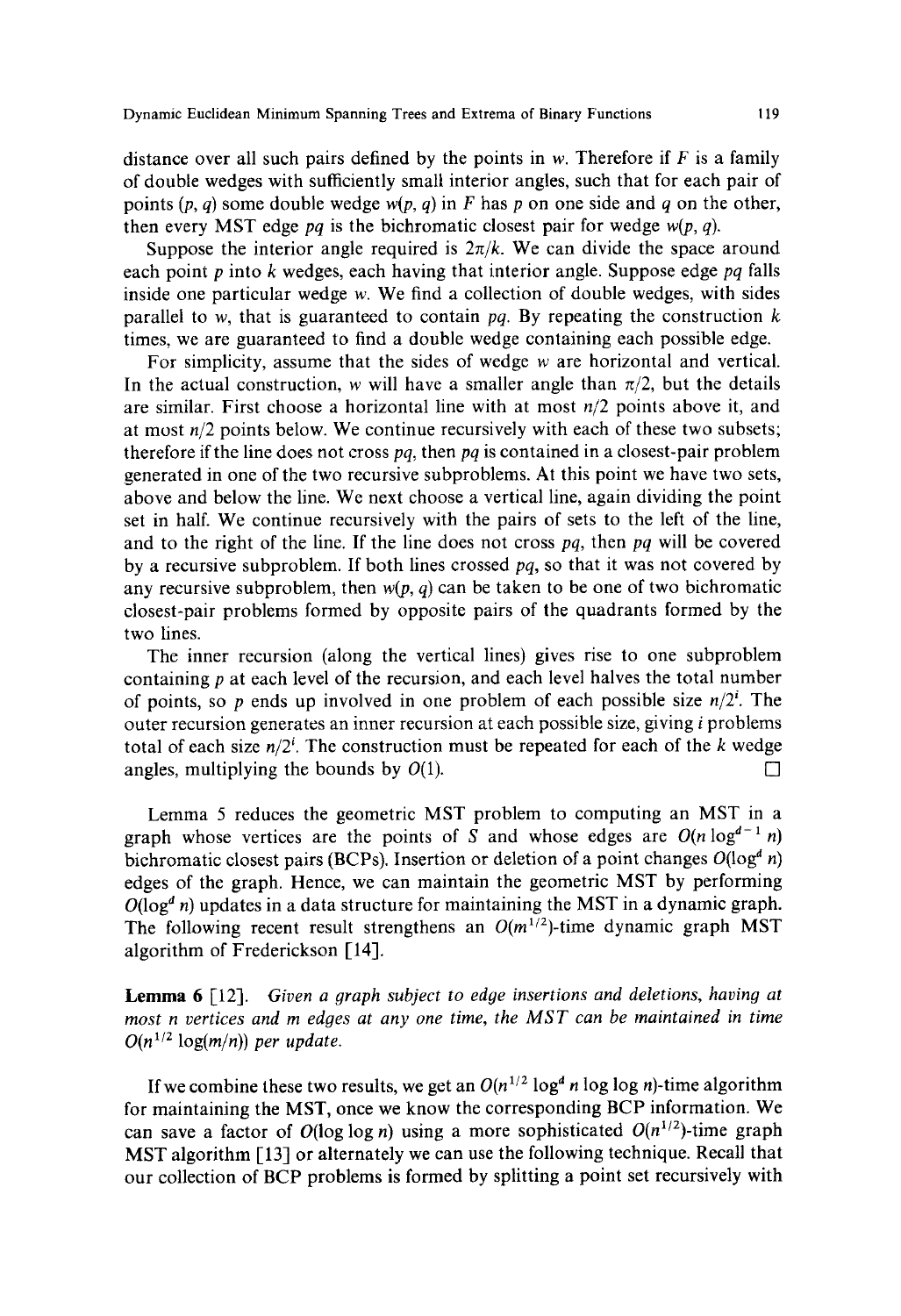distance over all such pairs defined by the points in $w$. Therefore if $F$ is a family of double wedges with sufficiently small interior angles, such that for each pair of points $(p, q)$ some double wedge $w(p, q)$ in $F$ has $p$ on one side and $q$ on the other, then every MST edge $pq$ is the bichromatic closest pair for wedge $w(p, q)$.

Suppose the interior angle required is $2\pi/k$. We can divide the space around each point $p$ into $k$ wedges, each having that interior angle. Suppose edge $pq$ falls inside one particular wedge $w$. We find a collection of double wedges, with sides parallel to $w$, that is guaranteed to contain $pq$. By repeating the construction $k$ times, we are guaranteed to find a double wedge containing each possible edge.

For simplicity, assume that the sides of wedge $w$ are horizontal and vertical. In the actual construction, $w$ will have a smaller angle than $\pi/2$, but the details are similar. First choose a horizontal line with at most $n/2$ points above it, and at most $n/2$ points below. We continue recursively with each of these two subsets; therefore if the line does not cross $pq$, then $pq$ is contained in a closest-pair problem generated in one of the two recursive subproblems. At this point we have two sets, above and below the line. We next choose a vertical line, again dividing the point set in half. We continue recursively with the pairs of sets to the left of the line, and to the right of the line. If the line does not cross $pq$, then $pq$ will be covered by a recursive subproblem. If both lines crossed $pq$, so that it was not covered by any recursive subproblem, then $w(p, q)$ can be taken to be one of two bichromatic closest-pair problems formed by opposite pairs of the quadrants formed by the two lines.

The inner recursion (along the vertical lines) gives rise to one subproblem containing $p$ at each level of the recursion, and each level halves the total number of points, so $p$ ends up involved in one problem of each possible size $n/2^i$. The outer recursion generates an inner recursion at each possible size, giving $i$ problems total of each size $n/2^i$. The construction must be repeated for each of the $k$ wedge angles, multiplying the bounds by $O(1)$. □

Lemma 5 reduces the geometric MST problem to computing an MST in a graph whose vertices are the points of $S$ and whose edges are $O(n \log^{d-1} n)$ bichromatic closest pairs (BCPs). Insertion or deletion of a point changes $O(\log^d n)$ edges of the graph. Hence, we can maintain the geometric MST by performing $O(\log^d n)$ updates in a data structure for maintaining the MST in a dynamic graph. The following recent result strengthens an $O(m^{1/2})$-time dynamic graph MST algorithm of Frederickson [14].

**Lemma 6** [12]. *Given a graph subject to edge insertions and deletions, having at most $n$ vertices and $m$ edges at any one time, the MST can be maintained in time $O(n^{1/2} \log(m/n))$ per update.*

If we combine these two results, we get an $O(n^{1/2} \log^d n \log \log n)$-time algorithm for maintaining the MST, once we know the corresponding BCP information. We can save a factor of $O(\log \log n)$ using a more sophisticated $O(n^{1/2})$-time graph MST algorithm [13] or alternately we can use the following technique. Recall that our collection of BCP problems is formed by splitting a point set recursively with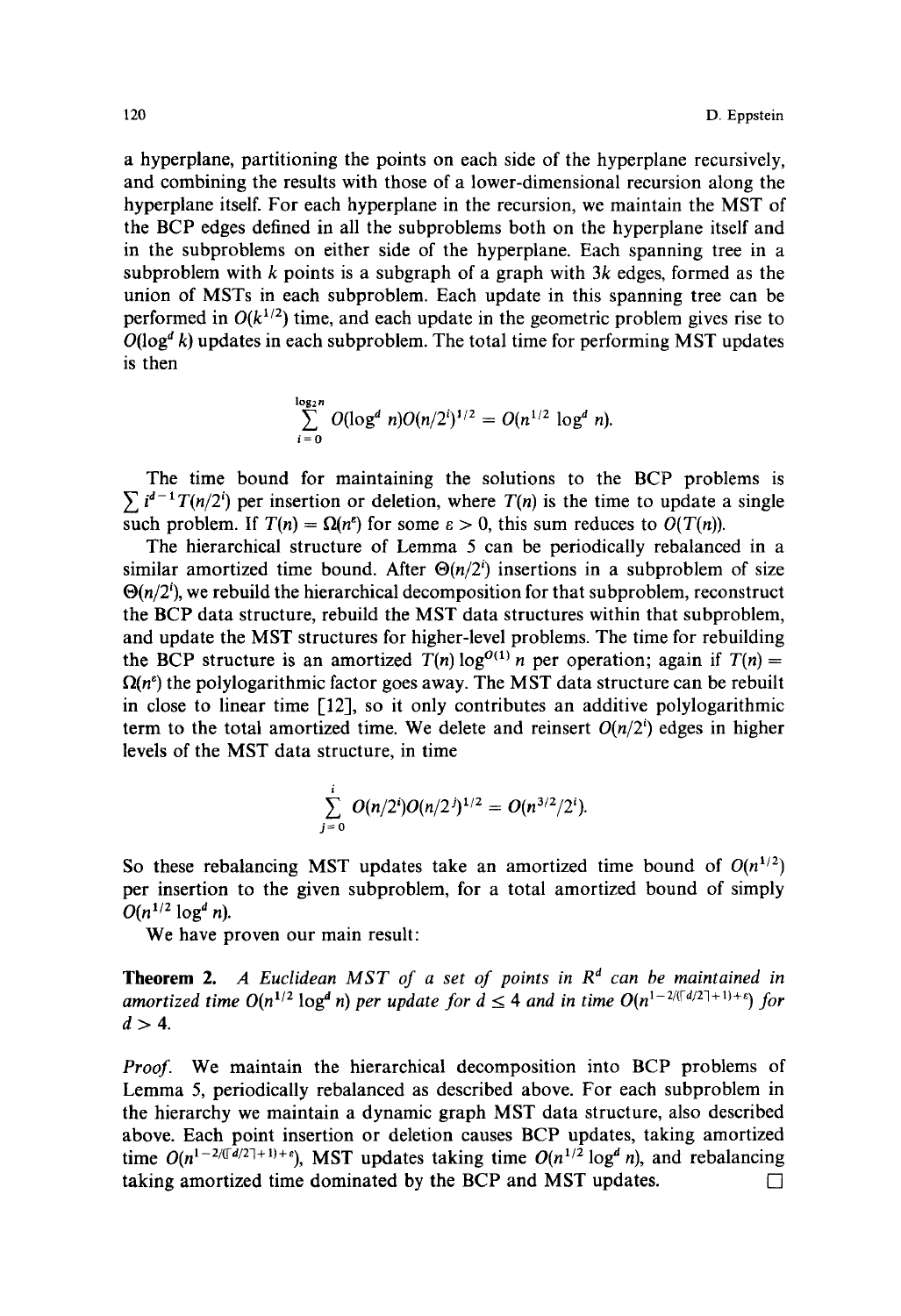a hyperplane, partitioning the points on each side of the hyperplane recursively, and combining the results with those of a lower-dimensional recursion along the hyperplane itself. For each hyperplane in the recursion, we maintain the MST of the BCP edges defined in all the subproblems both on the hyperplane itself and in the subproblems on either side of the hyperplane. Each spanning tree in a subproblem with $k$ points is a subgraph of a graph with $3k$ edges, formed as the union of MSTs in each subproblem. Each update in this spanning tree can be performed in $O(k^{1/2})$ time, and each update in the geometric problem gives rise to $O(\log^d k)$ updates in each subproblem. The total time for performing MST updates is then

$$\sum_{i=0}^{\log_2 n} O(\log^d n) O(n/2^i)^{1/2} = O(n^{1/2} \log^d n).$$

The time bound for maintaining the solutions to the BCP problems is $\sum i^{d-1} T(n/2^i)$ per insertion or deletion, where $T(n)$ is the time to update a single such problem. If $T(n) = \Omega(n^\varepsilon)$ for some $\varepsilon > 0$, this sum reduces to $O(T(n))$.

The hierarchical structure of Lemma 5 can be periodically rebalanced in a similar amortized time bound. After $\Theta(n/2^i)$ insertions in a subproblem of size $\Theta(n/2^i)$, we rebuild the hierarchical decomposition for that subproblem, reconstruct the BCP data structure, rebuild the MST data structures within that subproblem, and update the MST structures for higher-level problems. The time for rebuilding the BCP structure is an amortized $T(n) \log^{O(1)} n$ per operation; again if $T(n) = \Omega(n^\varepsilon)$ the polylogarithmic factor goes away. The MST data structure can be rebuilt in close to linear time [12], so it only contributes an additive polylogarithmic term to the total amortized time. We delete and reinsert $O(n/2^i)$ edges in higher levels of the MST data structure, in time

$$\sum_{j=0}^{i} O(n/2^i) O(n/2^j)^{1/2} = O(n^{3/2}/2^i).$$

So these rebalancing MST updates take an amortized time bound of $O(n^{1/2})$ per insertion to the given subproblem, for a total amortized bound of simply $O(n^{1/2} \log^d n)$.

We have proven our main result:

**Theorem 2.** *A Euclidean MST of a set of points in $R^d$ can be maintained in amortized time $O(n^{1/2} \log^d n)$ per update for $d \leq 4$ and in time $O(n^{1-2/(\lceil d/2 \rceil + 1) + \varepsilon})$ for $d > 4$.*

*Proof.* We maintain the hierarchical decomposition into BCP problems of Lemma 5, periodically rebalanced as described above. For each subproblem in the hierarchy we maintain a dynamic graph MST data structure, also described above. Each point insertion or deletion causes BCP updates, taking amortized time $O(n^{1-2/(\lceil d/2 \rceil + 1) + \varepsilon})$, MST updates taking time $O(n^{1/2} \log^d n)$, and rebalancing taking amortized time dominated by the BCP and MST updates. $\square$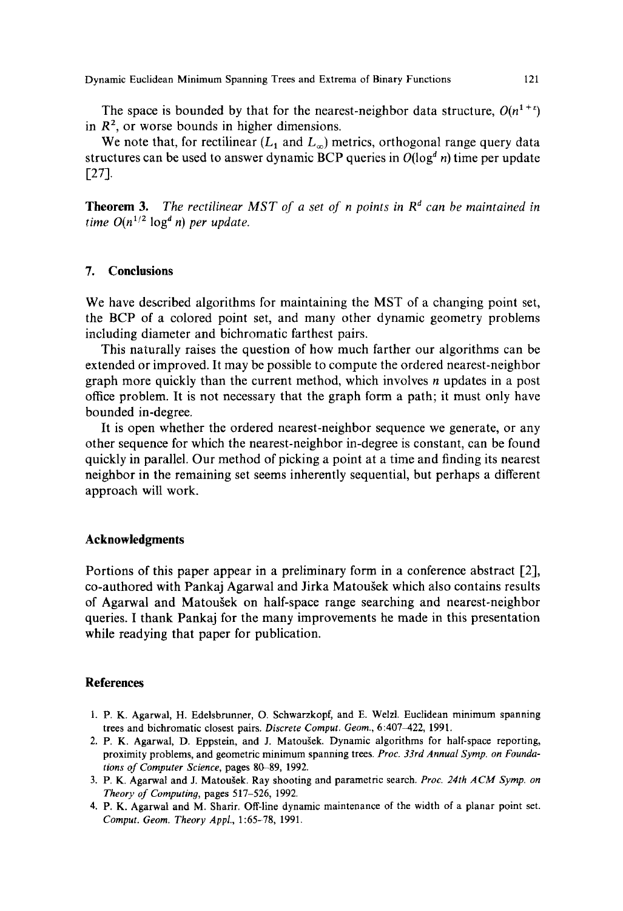The space is bounded by that for the nearest-neighbor data structure, $O(n^{1+\varepsilon})$ in $R^2$, or worse bounds in higher dimensions.

We note that, for rectilinear ($L_1$ and $L_\infty$) metrics, orthogonal range query data structures can be used to answer dynamic BCP queries in $O(\log^d n)$ time per update [27].

**Theorem 3.** *The rectilinear MST of a set of n points in $R^d$ can be maintained in time $O(n^{1/2} \log^d n)$ per update.*

## 7. Conclusions

We have described algorithms for maintaining the MST of a changing point set, the BCP of a colored point set, and many other dynamic geometry problems including diameter and bichromatic farthest pairs.

This naturally raises the question of how much farther our algorithms can be extended or improved. It may be possible to compute the ordered nearest-neighbor graph more quickly than the current method, which involves $n$ updates in a post office problem. It is not necessary that the graph form a path; it must only have bounded in-degree.

It is open whether the ordered nearest-neighbor sequence we generate, or any other sequence for which the nearest-neighbor in-degree is constant, can be found quickly in parallel. Our method of picking a point at a time and finding its nearest neighbor in the remaining set seems inherently sequential, but perhaps a different approach will work.

### Acknowledgments

Portions of this paper appear in a preliminary form in a conference abstract [2], co-authored with Pankaj Agarwal and Jirka Matoušek which also contains results of Agarwal and Matoušek on half-space range searching and nearest-neighbor queries. I thank Pankaj for the many improvements he made in this presentation while readying that paper for publication.

### References

1. P. K. Agarwal, H. Edelsbrunner, O. Schwarzkopf, and E. Welzl. Euclidean minimum spanning trees and bichromatic closest pairs. *Discrete Comput. Geom.*, 6:407–422, 1991.
2. P. K. Agarwal, D. Eppstein, and J. Matoušek. Dynamic algorithms for half-space reporting, proximity problems, and geometric minimum spanning trees. *Proc. 33rd Annual Symp. on Foundations of Computer Science*, pages 80–89, 1992.
3. P. K. Agarwal and J. Matoušek. Ray shooting and parametric search. *Proc. 24th ACM Symp. on Theory of Computing*, pages 517–526, 1992.
4. P. K. Agarwal and M. Sharir. Off-line dynamic maintenance of the width of a planar point set. *Comput. Geom. Theory Appl.*, 1:65–78, 1991.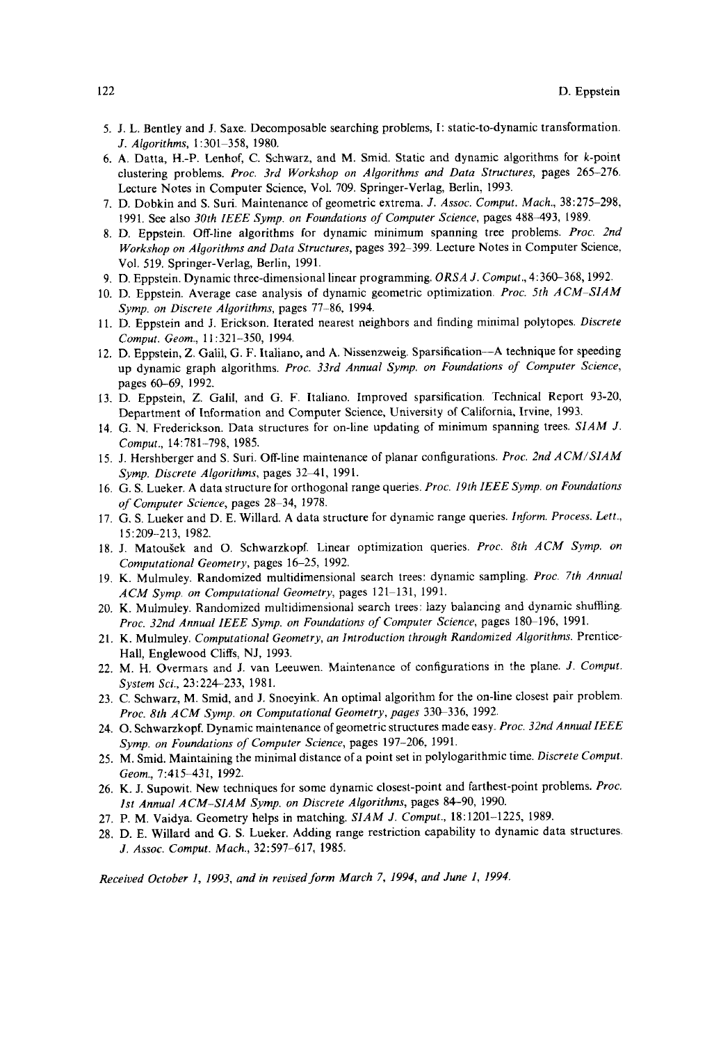5. J. L. Bentley and J. Saxe. Decomposable searching problems, I: static-to-dynamic transformation. *J. Algorithms*, 1:301–358, 1980.
6. A. Datta, H.-P. Lenhof, C. Schwarz, and M. Smid. Static and dynamic algorithms for *k*-point clustering problems. *Proc. 3rd Workshop on Algorithms and Data Structures*, pages 265–276. Lecture Notes in Computer Science, Vol. 709. Springer-Verlag, Berlin, 1993.
7. D. Dobkin and S. Suri. Maintenance of geometric extrema. *J. Assoc. Comput. Mach.*, 38:275–298, 1991. See also *30th IEEE Symp. on Foundations of Computer Science*, pages 488–493, 1989.
8. D. Eppstein. Off-line algorithms for dynamic minimum spanning tree problems. *Proc. 2nd Workshop on Algorithms and Data Structures*, pages 392–399. Lecture Notes in Computer Science, Vol. 519. Springer-Verlag, Berlin, 1991.
9. D. Eppstein. Dynamic three-dimensional linear programming. *ORSA J. Comput.*, 4:360–368, 1992.
10. D. Eppstein. Average case analysis of dynamic geometric optimization. *Proc. 5th ACM–SIAM Symp. on Discrete Algorithms*, pages 77–86, 1994.
11. D. Eppstein and J. Erickson. Iterated nearest neighbors and finding minimal polytopes. *Discrete Comput. Geom.*, 11:321–350, 1994.
12. D. Eppstein, Z. Galil, G. F. Italiano, and A. Nissenzweig. Sparsification—A technique for speeding up dynamic graph algorithms. *Proc. 33rd Annual Symp. on Foundations of Computer Science*, pages 60–69, 1992.
13. D. Eppstein, Z. Galil, and G. F. Italiano. Improved sparsification. Technical Report 93-20, Department of Information and Computer Science, University of California, Irvine, 1993.
14. G. N. Frederickson. Data structures for on-line updating of minimum spanning trees. *SIAM J. Comput.*, 14:781–798, 1985.
15. J. Hershberger and S. Suri. Off-line maintenance of planar configurations. *Proc. 2nd ACM/SIAM Symp. Discrete Algorithms*, pages 32–41, 1991.
16. G. S. Lueker. A data structure for orthogonal range queries. *Proc. 19th IEEE Symp. on Foundations of Computer Science*, pages 28–34, 1978.
17. G. S. Lueker and D. E. Willard. A data structure for dynamic range queries. *Inform. Process. Lett.*, 15:209–213, 1982.
18. J. Matoušek and O. Schwarzkopf. Linear optimization queries. *Proc. 8th ACM Symp. on Computational Geometry*, pages 16–25, 1992.
19. K. Mulmuley. Randomized multidimensional search trees: dynamic sampling. *Proc. 7th Annual ACM Symp. on Computational Geometry*, pages 121–131, 1991.
20. K. Mulmuley. Randomized multidimensional search trees: lazy balancing and dynamic shuffling. *Proc. 32nd Annual IEEE Symp. on Foundations of Computer Science*, pages 180–196, 1991.
21. K. Mulmuley. *Computational Geometry, an Introduction through Randomized Algorithms*. Prentice-Hall, Englewood Cliffs, NJ, 1993.
22. M. H. Overmars and J. van Leeuwen. Maintenance of configurations in the plane. *J. Comput. System Sci.*, 23:224–233, 1981.
23. C. Schwarz, M. Smid, and J. Snoeyink. An optimal algorithm for the on-line closest pair problem. *Proc. 8th ACM Symp. on Computational Geometry, pages* 330–336, 1992.
24. O. Schwarzkopf. Dynamic maintenance of geometric structures made easy. *Proc. 32nd Annual IEEE Symp. on Foundations of Computer Science*, pages 197–206, 1991.
25. M. Smid. Maintaining the minimal distance of a point set in polylogarithmic time. *Discrete Comput. Geom.*, 7:415–431, 1992.
26. K. J. Supowit. New techniques for some dynamic closest-point and farthest-point problems. *Proc. 1st Annual ACM–SIAM Symp. on Discrete Algorithms*, pages 84–90, 1990.
27. P. M. Vaidya. Geometry helps in matching. *SIAM J. Comput.*, 18:1201–1225, 1989.
28. D. E. Willard and G. S. Lueker. Adding range restriction capability to dynamic data structures. *J. Assoc. Comput. Mach.*, 32:597–617, 1985.

*Received October 1, 1993, and in revised form March 7, 1994, and June 1, 1994.*